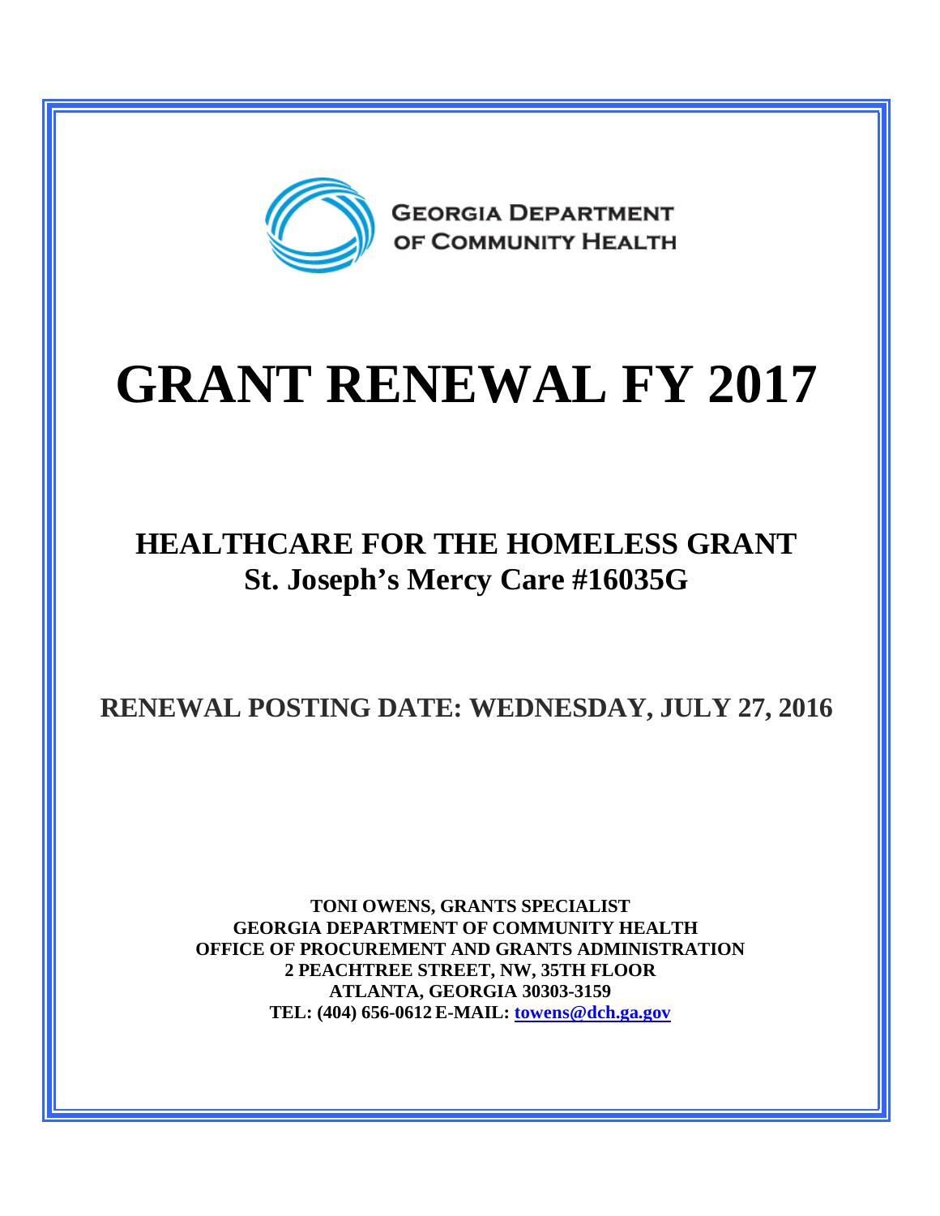GEORGIA DEPARTMENT OF COMMUNITY HEALTH

# GRANT RENEWAL FY 2017

## HEALTHCARE FOR THE HOMELESS GRANT
## St. Joseph's Mercy Care #16035G

## RENEWAL POSTING DATE: WEDNESDAY, JULY 27, 2016

**TONI OWENS, GRANTS SPECIALIST**
**GEORGIA DEPARTMENT OF COMMUNITY HEALTH**
**OFFICE OF PROCUREMENT AND GRANTS ADMINISTRATION**
**2 PEACHTREE STREET, NW, 35TH FLOOR**
**ATLANTA, GEORGIA 30303-3159**
**TEL: (404) 656-0612 E-MAIL: towens@dch.ga.gov**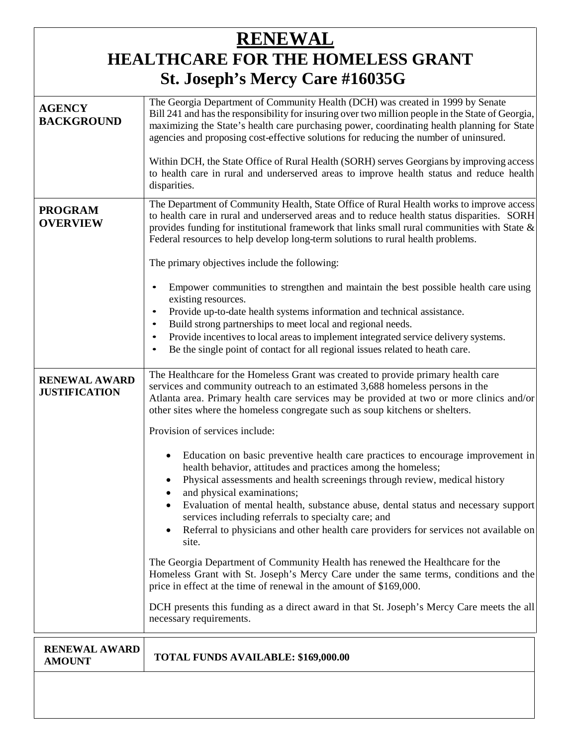# RENEWAL

# HEALTHCARE FOR THE HOMELESS GRANT

## St. Joseph's Mercy Care #16035G

| | |
|---|---|
| **AGENCY BACKGROUND** | The Georgia Department of Community Health (DCH) was created in 1999 by Senate Bill 241 and has the responsibility for insuring over two million people in the State of Georgia, maximizing the State's health care purchasing power, coordinating health planning for State agencies and proposing cost-effective solutions for reducing the number of uninsured.<br><br>Within DCH, the State Office of Rural Health (SORH) serves Georgians by improving access to health care in rural and underserved areas to improve health status and reduce health disparities. |
| **PROGRAM OVERVIEW** | The Department of Community Health, State Office of Rural Health works to improve access to health care in rural and underserved areas and to reduce health status disparities. SORH provides funding for institutional framework that links small rural communities with State & Federal resources to help develop long-term solutions to rural health problems.<br><br>The primary objectives include the following:<br><br>• Empower communities to strengthen and maintain the best possible health care using existing resources.<br>• Provide up-to-date health systems information and technical assistance.<br>• Build strong partnerships to meet local and regional needs.<br>• Provide incentives to local areas to implement integrated service delivery systems.<br>• Be the single point of contact for all regional issues related to heath care. |
| **RENEWAL AWARD JUSTIFICATION** | The Healthcare for the Homeless Grant was created to provide primary health care services and community outreach to an estimated 3,688 homeless persons in the Atlanta area. Primary health care services may be provided at two or more clinics and/or other sites where the homeless congregate such as soup kitchens or shelters.<br><br>Provision of services include:<br><br>• Education on basic preventive health care practices to encourage improvement in health behavior, attitudes and practices among the homeless;<br>• Physical assessments and health screenings through review, medical history<br>• and physical examinations;<br>• Evaluation of mental health, substance abuse, dental status and necessary support services including referrals to specialty care; and<br>• Referral to physicians and other health care providers for services not available on site.<br><br>The Georgia Department of Community Health has renewed the Healthcare for the Homeless Grant with St. Joseph's Mercy Care under the same terms, conditions and the price in effect at the time of renewal in the amount of $169,000.<br><br>DCH presents this funding as a direct award in that St. Joseph's Mercy Care meets the all necessary requirements. |
| **RENEWAL AWARD AMOUNT** | **TOTAL FUNDS AVAILABLE: $169,000.00** |